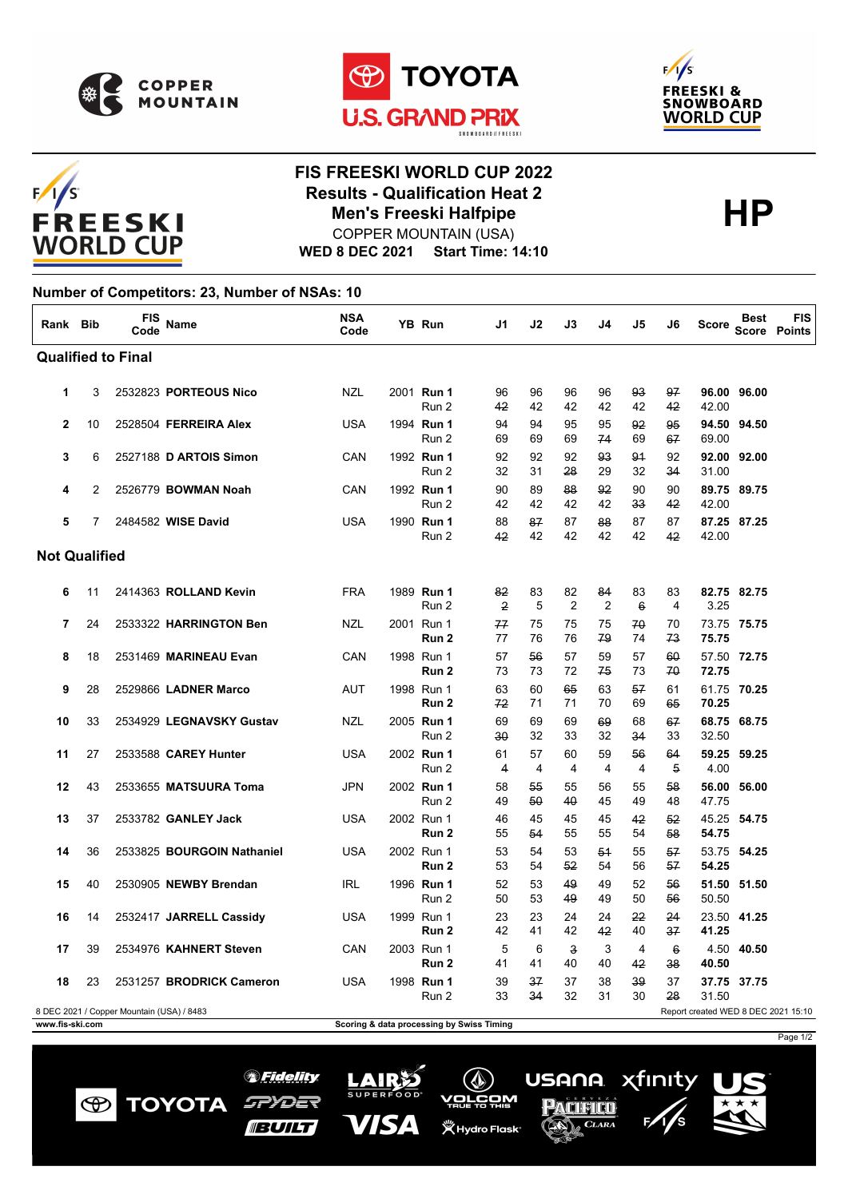# FIS FREESKI WORLD CUP 2022

## Results - Qualification Heat 2

## Men's Freeski Halfpipe

COPPER MOUNTAIN (USA)

**WED 8 DEC 2021 Start Time: 14:10**

**HP**

**Number of Competitors: 23, Number of NSAs: 10**

| Rank | Bib | FIS Code | Name | NSA Code | YB | Run | J1 | J2 | J3 | J4 | J5 | J6 | Score | Best Score | FIS Points |
|---|---|---|---|---|---|---|---|---|---|---|---|---|---|---|---|
| **Qualified to Final** | | | | | | | | | | | | | | | |
| 1 | 3 | 2532823 | **PORTEOUS Nico** | NZL | 2001 | **Run 1** | 96 | 96 | 96 | 96 | ~~93~~ | ~~97~~ | **96.00** | **96.00** | |
| | | | | | | Run 2 | ~~42~~ | 42 | 42 | 42 | 42 | ~~42~~ | 42.00 | | |
| 2 | 10 | 2528504 | **FERREIRA Alex** | USA | 1994 | **Run 1** | 94 | 94 | 95 | 95 | ~~92~~ | ~~95~~ | **94.50** | **94.50** | |
| | | | | | | Run 2 | 69 | 69 | 69 | ~~74~~ | 69 | ~~67~~ | 69.00 | | |
| 3 | 6 | 2527188 | **D ARTOIS Simon** | CAN | 1992 | **Run 1** | 92 | 92 | 92 | ~~93~~ | ~~91~~ | 92 | **92.00** | **92.00** | |
| | | | | | | Run 2 | 32 | 31 | ~~28~~ | 29 | 32 | ~~34~~ | 31.00 | | |
| 4 | 2 | 2526779 | **BOWMAN Noah** | CAN | 1992 | **Run 1** | 90 | 89 | ~~88~~ | ~~92~~ | 90 | 90 | **89.75** | **89.75** | |
| | | | | | | Run 2 | 42 | 42 | 42 | 42 | ~~33~~ | ~~42~~ | 42.00 | | |
| 5 | 7 | 2484582 | **WISE David** | USA | 1990 | **Run 1** | 88 | ~~87~~ | 87 | ~~88~~ | 87 | 87 | **87.25** | **87.25** | |
| | | | | | | Run 2 | ~~42~~ | 42 | 42 | 42 | 42 | ~~42~~ | 42.00 | | |
| **Not Qualified** | | | | | | | | | | | | | | | |
| 6 | 11 | 2414363 | **ROLLAND Kevin** | FRA | 1989 | **Run 1** | ~~82~~ | 83 | 82 | ~~84~~ | 83 | 83 | **82.75** | **82.75** | |
| | | | | | | Run 2 | ~~2~~ | 5 | 2 | 2 | ~~6~~ | 4 | 3.25 | | |
| 7 | 24 | 2533322 | **HARRINGTON Ben** | NZL | 2001 | Run 1 | ~~77~~ | 75 | 75 | 75 | ~~70~~ | 70 | 73.75 | **75.75** | |
| | | | | | | **Run 2** | 77 | 76 | 76 | ~~79~~ | 74 | ~~73~~ | **75.75** | | |
| 8 | 18 | 2531469 | **MARINEAU Evan** | CAN | 1998 | Run 1 | 57 | ~~56~~ | 57 | 59 | 57 | ~~60~~ | 57.50 | **72.75** | |
| | | | | | | **Run 2** | 73 | 73 | 72 | ~~75~~ | 73 | ~~70~~ | **72.75** | | |
| 9 | 28 | 2529866 | **LADNER Marco** | AUT | 1998 | Run 1 | 63 | 60 | ~~65~~ | 63 | ~~57~~ | 61 | 61.75 | **70.25** | |
| | | | | | | **Run 2** | ~~72~~ | 71 | 71 | 70 | 69 | ~~65~~ | **70.25** | | |
| 10 | 33 | 2534929 | **LEGNAVSKY Gustav** | NZL | 2005 | **Run 1** | 69 | 69 | 69 | ~~69~~ | 68 | ~~67~~ | **68.75** | **68.75** | |
| | | | | | | Run 2 | ~~30~~ | 32 | 33 | 32 | ~~34~~ | 33 | 32.50 | | |
| 11 | 27 | 2533588 | **CAREY Hunter** | USA | 2002 | **Run 1** | 61 | 57 | 60 | 59 | ~~56~~ | ~~64~~ | **59.25** | **59.25** | |
| | | | | | | Run 2 | ~~4~~ | 4 | 4 | 4 | 4 | ~~5~~ | 4.00 | | |
| 12 | 43 | 2533655 | **MATSUURA Toma** | JPN | 2002 | **Run 1** | 58 | ~~55~~ | 55 | 56 | 55 | ~~58~~ | **56.00** | **56.00** | |
| | | | | | | Run 2 | 49 | ~~50~~ | ~~40~~ | 45 | 49 | 48 | 47.75 | | |
| 13 | 37 | 2533782 | **GANLEY Jack** | USA | 2002 | Run 1 | 46 | 45 | 45 | 45 | ~~42~~ | ~~52~~ | 45.25 | **54.75** | |
| | | | | | | **Run 2** | 55 | ~~54~~ | 55 | 55 | 54 | ~~58~~ | **54.75** | | |
| 14 | 36 | 2533825 | **BOURGOIN Nathaniel** | USA | 2002 | Run 1 | 53 | 54 | 53 | ~~51~~ | 55 | ~~57~~ | 53.75 | **54.25** | |
| | | | | | | **Run 2** | 53 | 54 | ~~52~~ | 54 | 56 | ~~57~~ | **54.25** | | |
| 15 | 40 | 2530905 | **NEWBY Brendan** | IRL | 1996 | **Run 1** | 52 | 53 | ~~49~~ | 49 | 52 | ~~56~~ | **51.50** | **51.50** | |
| | | | | | | Run 2 | 50 | 53 | ~~49~~ | 49 | 50 | ~~56~~ | 50.50 | | |
| 16 | 14 | 2532417 | **JARRELL Cassidy** | USA | 1999 | Run 1 | 23 | 23 | 24 | 24 | ~~22~~ | ~~24~~ | 23.50 | **41.25** | |
| | | | | | | **Run 2** | 42 | 41 | 42 | ~~42~~ | 40 | ~~37~~ | **41.25** | | |
| 17 | 39 | 2534976 | **KAHNERT Steven** | CAN | 2003 | Run 1 | 5 | 6 | ~~3~~ | 3 | 4 | ~~6~~ | 4.50 | **40.50** | |
| | | | | | | **Run 2** | 41 | 41 | 40 | 40 | ~~42~~ | ~~38~~ | **40.50** | | |
| 18 | 23 | 2531257 | **BRODRICK Cameron** | USA | 1998 | **Run 1** | 39 | ~~37~~ | 37 | 38 | ~~39~~ | 37 | **37.75** | **37.75** | |
| | | | | | | Run 2 | 33 | ~~34~~ | 32 | 31 | 30 | ~~28~~ | 31.50 | | |

8 DEC 2021 / Copper Mountain (USA) / 8483 — Report created WED 8 DEC 2021 15:10

www.fis-ski.com — Scoring & data processing by Swiss Timing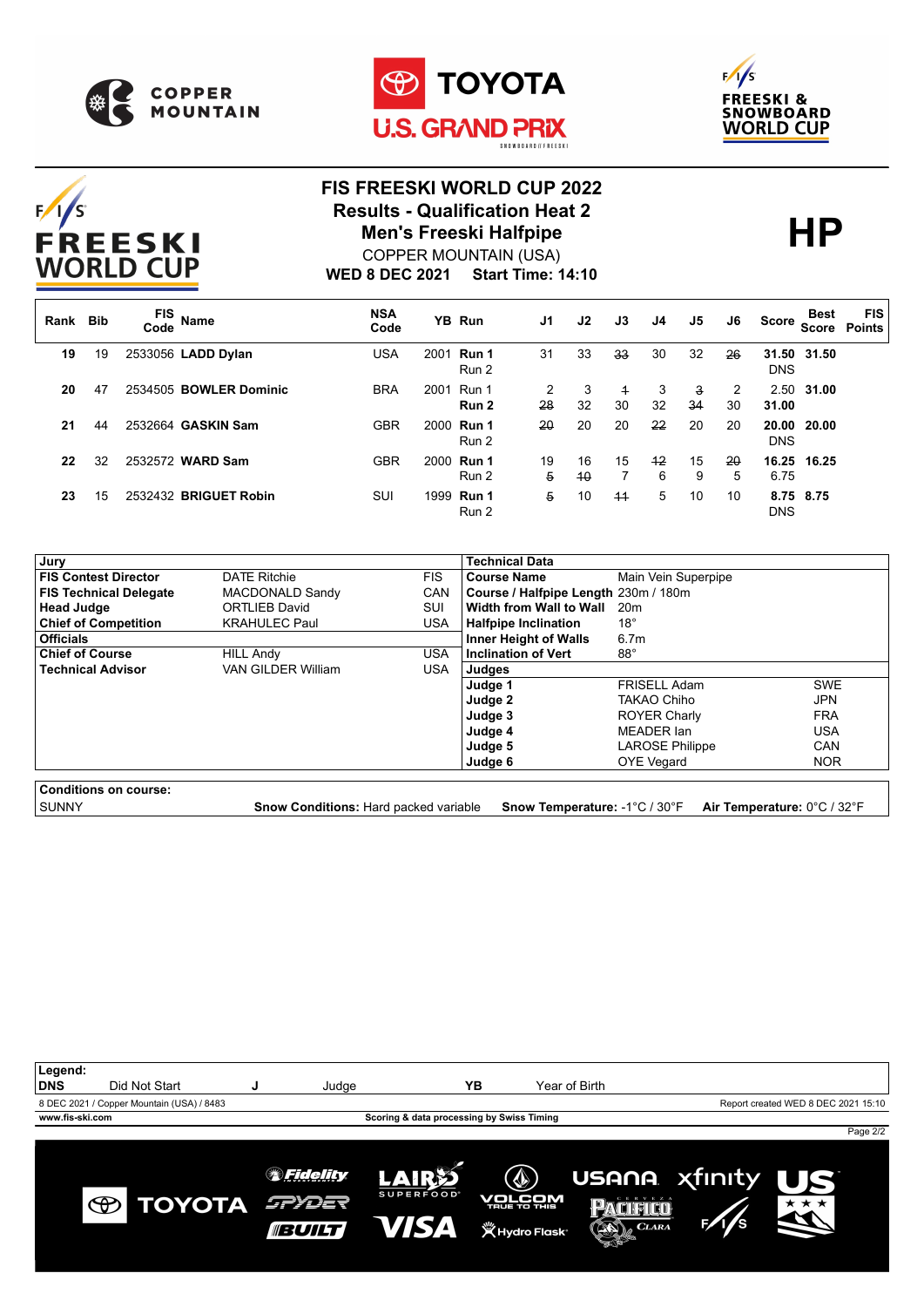# FIS FREESKI WORLD CUP 2022

## Results - Qualification Heat 2

## Men's Freeski Halfpipe

COPPER MOUNTAIN (USA)

**WED 8 DEC 2021** **Start Time: 14:10**

**HP**

| Rank | Bib | FIS Code | Name | NSA Code | YB | Run | J1 | J2 | J3 | J4 | J5 | J6 | Score | Best Score | FIS Points |
|---|---|---|---|---|---|---|---|---|---|---|---|---|---|---|---|
| 19 | 19 | 2533056 | **LADD Dylan** | USA | 2001 | **Run 1** | 31 | 33 | ~~33~~ | 30 | 32 | ~~26~~ | **31.50** | **31.50** | |
| | | | | | | Run 2 | | | | | | | DNS | | |
| 20 | 47 | 2534505 | **BOWLER Dominic** | BRA | 2001 | Run 1 | 2 | 3 | ~~1~~ | 3 | ~~3~~ | 2 | 2.50 | **31.00** | |
| | | | | | | **Run 2** | ~~28~~ | 32 | 30 | 32 | ~~34~~ | 30 | **31.00** | | |
| 21 | 44 | 2532664 | **GASKIN Sam** | GBR | 2000 | **Run 1** | ~~20~~ | 20 | 20 | ~~22~~ | 20 | 20 | **20.00** | **20.00** | |
| | | | | | | Run 2 | | | | | | | DNS | | |
| 22 | 32 | 2532572 | **WARD Sam** | GBR | 2000 | **Run 1** | 19 | 16 | 15 | ~~12~~ | 15 | ~~20~~ | **16.25** | **16.25** | |
| | | | | | | Run 2 | ~~5~~ | ~~10~~ | 7 | 6 | 9 | 5 | 6.75 | | |
| 23 | 15 | 2532432 | **BRIGUET Robin** | SUI | 1999 | **Run 1** | ~~5~~ | 10 | ~~11~~ | 5 | 10 | 10 | **8.75** | **8.75** | |
| | | | | | | Run 2 | | | | | | | DNS | | |

| Jury | | |
|---|---|---|
| **FIS Contest Director** | DATE Ritchie | FIS |
| **FIS Technical Delegate** | MACDONALD Sandy | CAN |
| **Head Judge** | ORTLIEB David | SUI |
| **Chief of Competition** | KRAHULEC Paul | USA |
| **Officials** | | |
| **Chief of Course** | HILL Andy | USA |
| **Technical Advisor** | VAN GILDER William | USA |

| Technical Data | | |
|---|---|---|
| **Course Name** | Main Vein Superpipe | |
| **Course / Halfpipe Length** | 230m / 180m | |
| **Width from Wall to Wall** | 20m | |
| **Halfpipe Inclination** | 18° | |
| **Inner Height of Walls** | 6.7m | |
| **Inclination of Vert** | 88° | |
| **Judges** | | |
| **Judge 1** | FRISELL Adam | SWE |
| **Judge 2** | TAKAO Chiho | JPN |
| **Judge 3** | ROYER Charly | FRA |
| **Judge 4** | MEADER Ian | USA |
| **Judge 5** | LAROSE Philippe | CAN |
| **Judge 6** | OYE Vegard | NOR |

**Conditions on course:**

SUNNY **Snow Conditions:** Hard packed variable **Snow Temperature:** -1°C / 30°F **Air Temperature:** 0°C / 32°F

**Legend:**

| | | | | | |
|---|---|---|---|---|---|
| **DNS** | Did Not Start | **J** | Judge | **YB** | Year of Birth |

8 DEC 2021 / Copper Mountain (USA) / 8483 — Report created WED 8 DEC 2021 15:10

www.fis-ski.com — Scoring & data processing by Swiss Timing